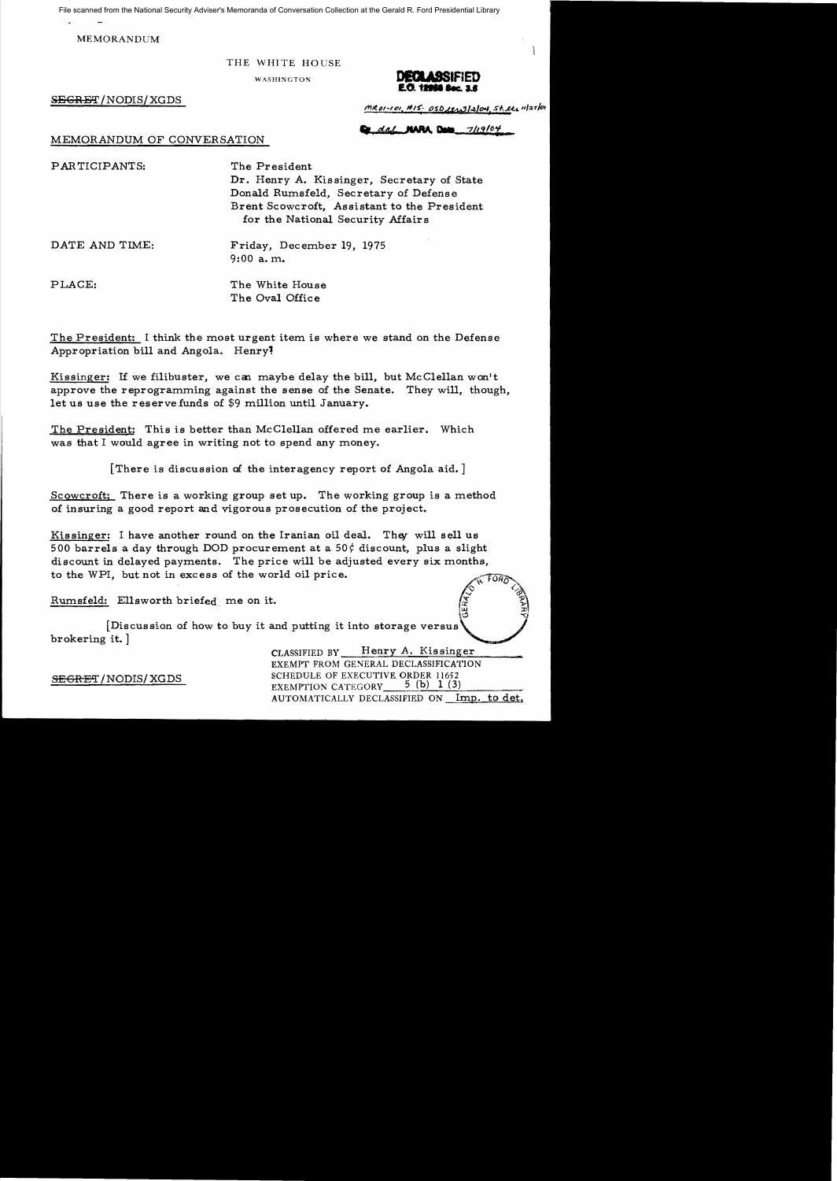File scanned from the National Security Adviser's Memoranda of Conversation Collection at the Gerald R. Ford Presidential Library

MEMORANDUM

THE WHITE HOUSE

WASHINGTON

**DECLASSIFIED**
**E.O. 12958 Sec. 3.6**

~~SECRET~~/NODIS/XGDS

MR 01-101, #15; OSD ltr 3/2/04; St. ltr 11/27/01

By dal NARA, Date 7/19/04

MEMORANDUM OF CONVERSATION

PARTICIPANTS: The President
Dr. Henry A. Kissinger, Secretary of State
Donald Rumsfeld, Secretary of Defense
Brent Scowcroft, Assistant to the President for the National Security Affairs

DATE AND TIME: Friday, December 19, 1975
9:00 a.m.

PLACE: The White House
The Oval Office

The President: I think the most urgent item is where we stand on the Defense Appropriation bill and Angola. Henry?

Kissinger: If we filibuster, we can maybe delay the bill, but McClellan won't approve the reprogramming against the sense of the Senate. They will, though, let us use the reserve funds of $9 million until January.

The President: This is better than McClellan offered me earlier. Which was that I would agree in writing not to spend any money.

[There is discussion of the interagency report of Angola aid.]

Scowcroft: There is a working group set up. The working group is a method of insuring a good report and vigorous prosecution of the project.

Kissinger: I have another round on the Iranian oil deal. They will sell us 500 barrels a day through DOD procurement at a 50¢ discount, plus a slight discount in delayed payments. The price will be adjusted every six months, to the WPI, but not in excess of the world oil price.

Rumsfeld: Ellsworth briefed me on it.

[Discussion of how to buy it and putting it into storage versus brokering it.]

CLASSIFIED BY Henry A. Kissinger
EXEMPT FROM GENERAL DECLASSIFICATION
SCHEDULE OF EXECUTIVE ORDER 11652
EXEMPTION CATEGORY 5 (b) 1 (3)
AUTOMATICALLY DECLASSIFIED ON Imp. to det.

~~SECRET~~/NODIS/XGDS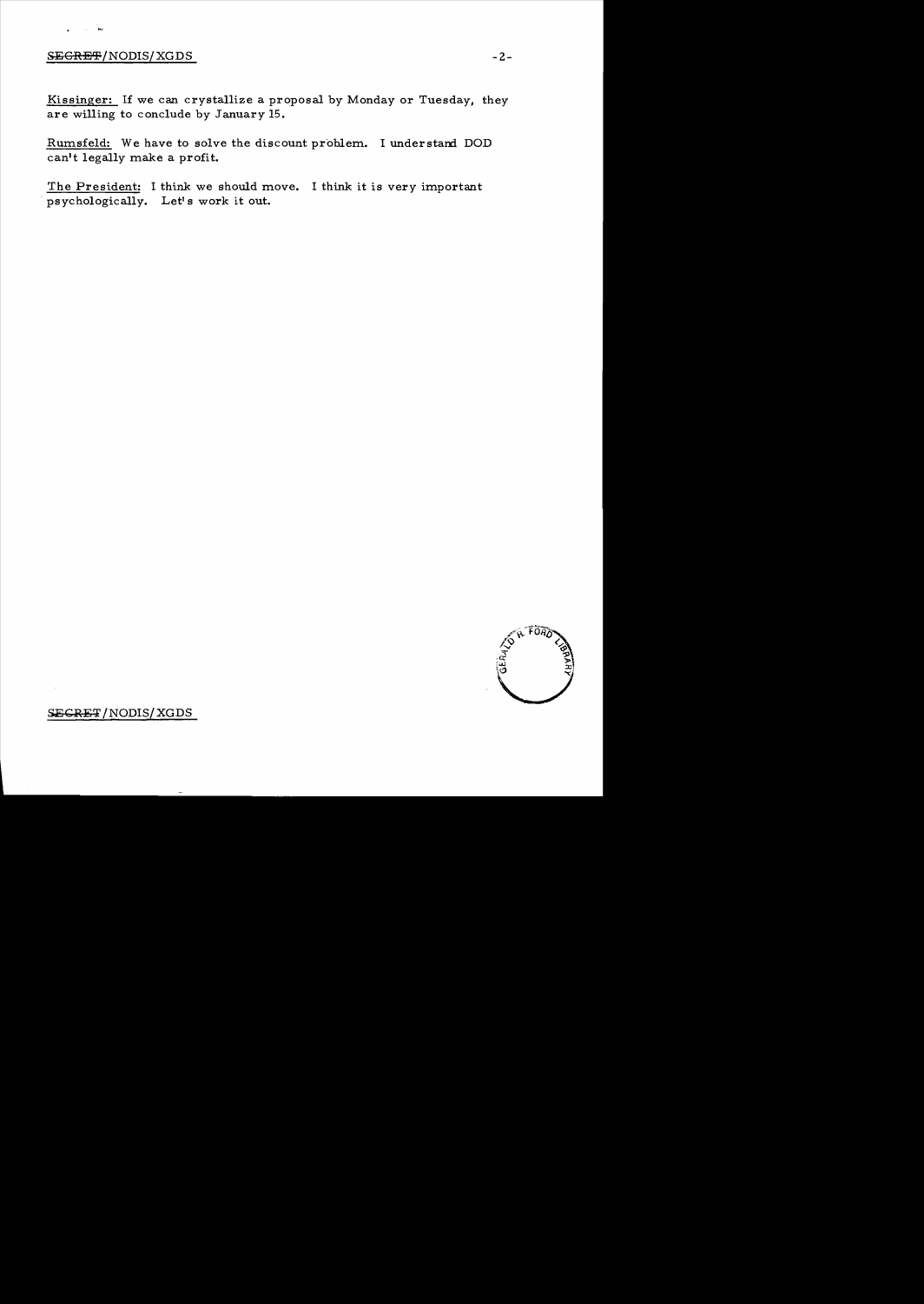Kissinger: If we can crystallize a proposal by Monday or Tuesday, they are willing to conclude by January 15.

Rumsfeld: We have to solve the discount problem. I understand DOD can't legally make a profit.

The President: I think we should move. I think it is very important psychologically. Let's work it out.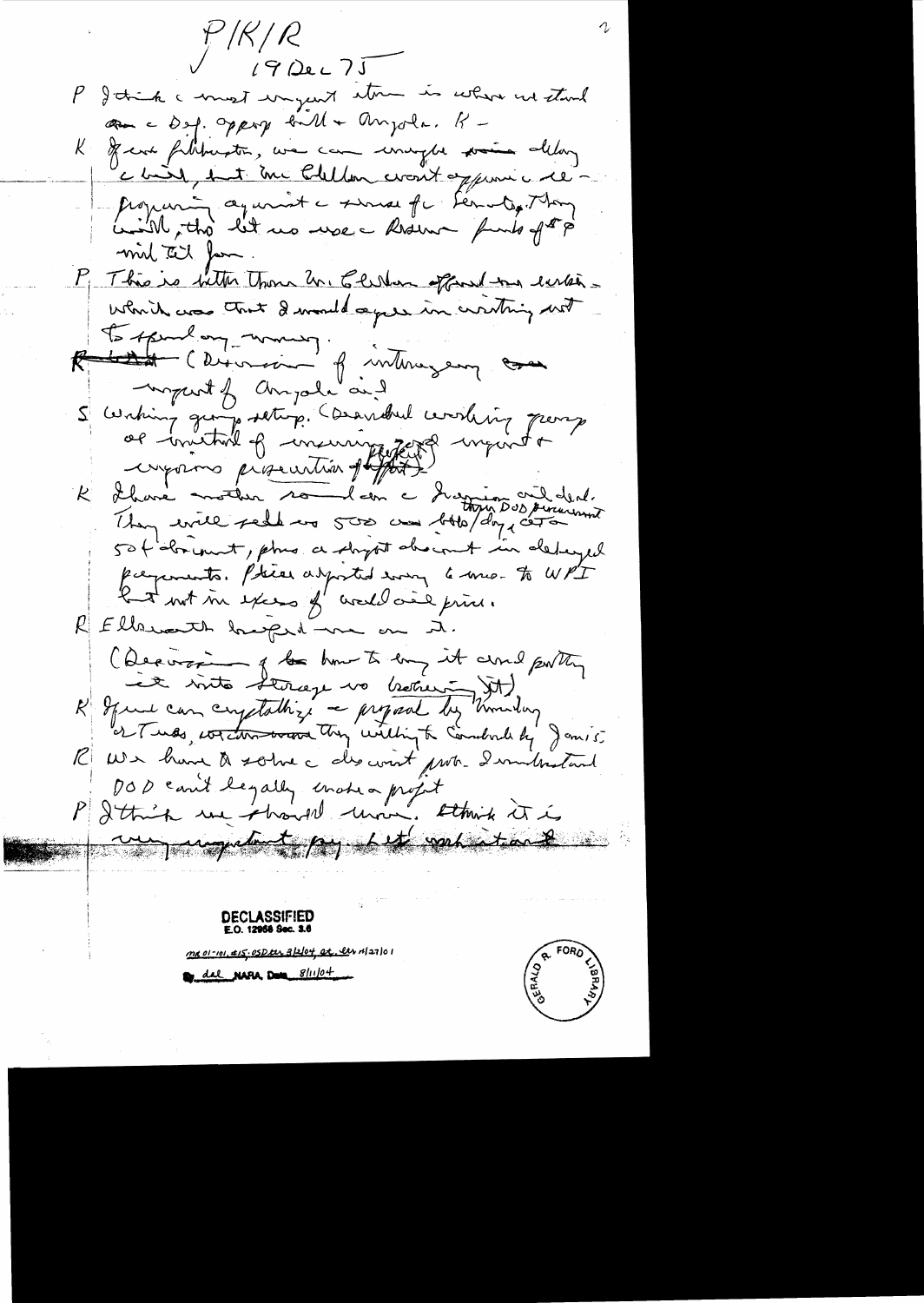P/K/R
19 Dec 75

P I think the most urgent item is where we stand on the Def. approp bill + Angola. K –

K Even filibuster, we can muster some delay the bill, but once Clellan won't oppose the re-proposing against the House for Senate. They will, tho let us use the Reserve funds of DoD until Jan.

P This is better than McClellan offered me earlier – which was that I would agree in writing not to spend any money.

(Discussion of interagency support of Angola aid)

S Working group setup. (Described working group of control of incoming imports + vigorous prosecution of [illegible])

K I have another sale on the Iranian oil deal. They will sell us 500 [illegible] bbl/day, cut to DOD procurement 50¢ discount, plus a slight discount in delayed payments. Price adjusted every 6 mos. to WPI but not in excess of world oil price.

R Ellsworth briefed me on it.

(Discussion of how to buy it and putting it into storage so [illegible])

K If we can crystallize a proposal by Monday or Tues, we can show they willing to consider by Jan 15.

R We have to solve the discount prob. I understand DOD can't legally make a profit.

P I think we should move. I think it is very important [illegible] Let's work it out.

DECLASSIFIED
E.O. 12958 Sec. 3.6
MR 01-101, #15; OSD ltr 3/2/04, etc. ltr 11/27/01
By dal NARA, Date 8/11/04